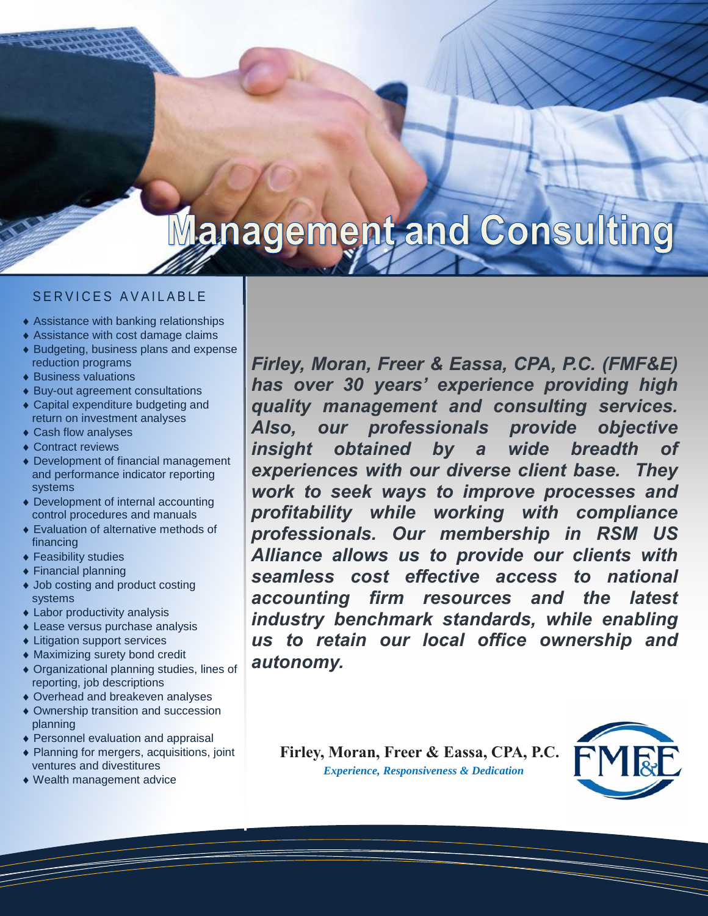# Management and Consulting

## SERVICES AVAILABLE

- Assistance with banking relationships
- Assistance with cost damage claims
- Budgeting, business plans and expense reduction programs
- Business valuations
- Buy-out agreement consultations
- Capital expenditure budgeting and return on investment analyses
- Cash flow analyses
- Contract reviews
- Development of financial management and performance indicator reporting systems
- Development of internal accounting control procedures and manuals
- Evaluation of alternative methods of financing
- Feasibility studies
- Financial planning
- Job costing and product costing systems
- Labor productivity analysis
- Lease versus purchase analysis
- Litigation support services
- Maximizing surety bond credit
- Organizational planning studies, lines of reporting, job descriptions
- Overhead and breakeven analyses
- Ownership transition and succession planning
- Personnel evaluation and appraisal
- Planning for mergers, acquisitions, joint ventures and divestitures
- Wealth management advice

***Firley, Moran, Freer & Eassa, CPA, P.C. (FMF&E) has over 30 years' experience providing high quality management and consulting services. Also, our professionals provide objective insight obtained by a wide breadth of experiences with our diverse client base. They work to seek ways to improve processes and profitability while working with compliance professionals. Our membership in RSM US Alliance allows us to provide our clients with seamless cost effective access to national accounting firm resources and the latest industry benchmark standards, while enabling us to retain our local office ownership and autonomy.***

**Firley, Moran, Freer & Eassa, CPA, P.C.**

*Experience, Responsiveness & Dedication*

FMF&E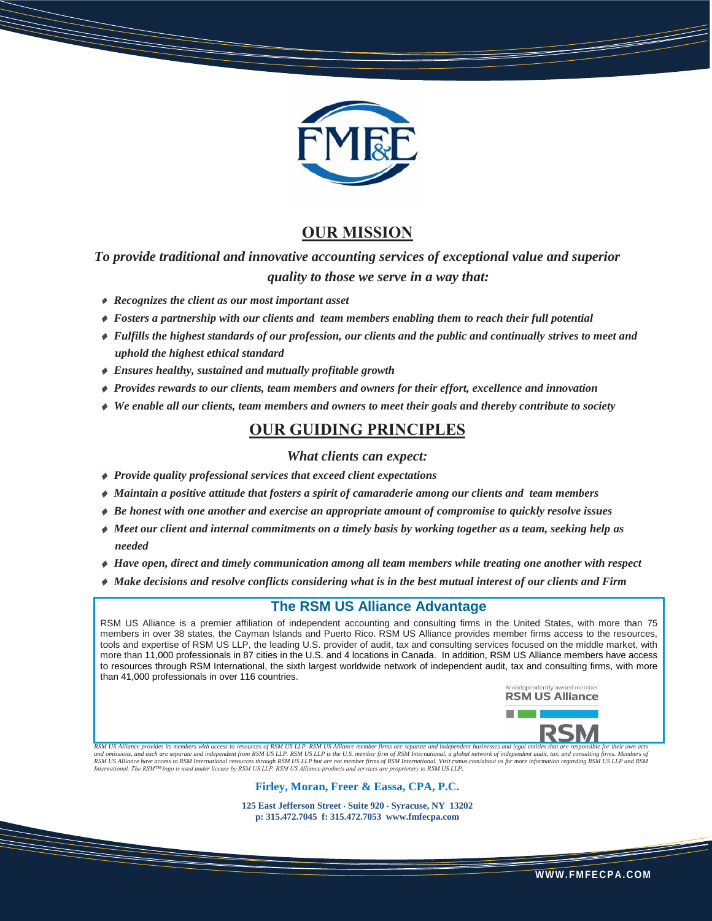## OUR MISSION

***To provide traditional and innovative accounting services of exceptional value and superior quality to those we serve in a way that:***

- ***Recognizes the client as our most important asset***
- ***Fosters a partnership with our clients and team members enabling them to reach their full potential***
- ***Fulfills the highest standards of our profession, our clients and the public and continually strives to meet and uphold the highest ethical standard***
- ***Ensures healthy, sustained and mutually profitable growth***
- ***Provides rewards to our clients, team members and owners for their effort, excellence and innovation***
- ***We enable all our clients, team members and owners to meet their goals and thereby contribute to society***

## OUR GUIDING PRINCIPLES

***What clients can expect:***

- ***Provide quality professional services that exceed client expectations***
- ***Maintain a positive attitude that fosters a spirit of camaraderie among our clients and team members***
- ***Be honest with one another and exercise an appropriate amount of compromise to quickly resolve issues***
- ***Meet our client and internal commitments on a timely basis by working together as a team, seeking help as needed***
- ***Have open, direct and timely communication among all team members while treating one another with respect***
- ***Make decisions and resolve conflicts considering what is in the best mutual interest of our clients and Firm***

### The RSM US Alliance Advantage

RSM US Alliance is a premier affiliation of independent accounting and consulting firms in the United States, with more than 75 members in over 38 states, the Cayman Islands and Puerto Rico. RSM US Alliance provides member firms access to the resources, tools and expertise of RSM US LLP, the leading U.S. provider of audit, tax and consulting services focused on the middle market, with more than 11,000 professionals in 87 cities in the U.S. and 4 locations in Canada. In addition, RSM US Alliance members have access to resources through RSM International, the sixth largest worldwide network of independent audit, tax and consulting firms, with more than 41,000 professionals in over 116 countries.

An independently owned member
RSM US Alliance
RSM

*RSM US Alliance provides its members with access to resources of RSM US LLP. RSM US Alliance member firms are separate and independent businesses and legal entities that are responsible for their own acts and omissions, and each are separate and independent from RSM US LLP. RSM US LLP is the U.S. member firm of RSM International, a global network of independent audit, tax, and consulting firms. Members of RSM US Alliance have access to RSM International resources through RSM US LLP but are not member firms of RSM International. Visit rsmus.com/about us for more information regarding RSM US LLP and RSM International. The RSM™ logo is used under license by RSM US LLP. RSM US Alliance products and services are proprietary to RSM US LLP.*

**Firley, Moran, Freer & Eassa, CPA, P.C.**

**125 East Jefferson Street · Suite 920 · Syracuse, NY 13202**
**p: 315.472.7045 f: 315.472.7053 www.fmfecpa.com**

**WWW.FMFECPA.COM**